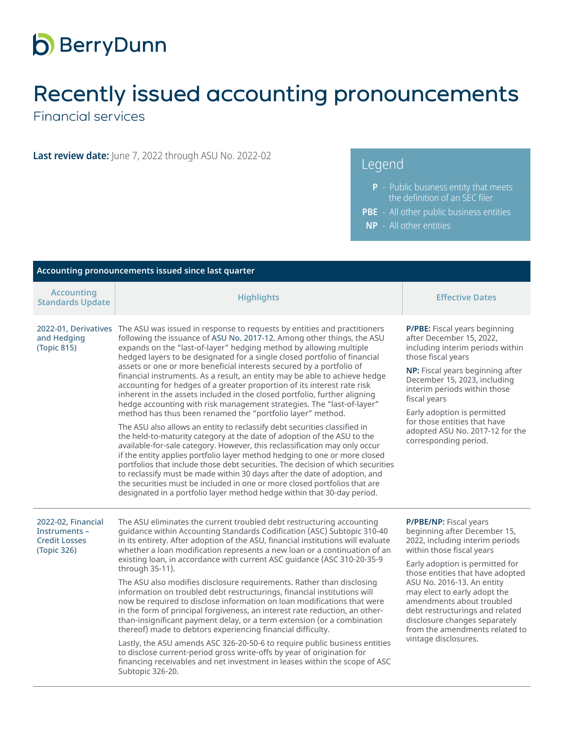BerryDunn

# Recently issued accounting pronouncements

Financial services

**Last review date:** June 7, 2022 through ASU No. 2022-02

## Legend

**P** - Public business entity that meets the definition of an SEC filer

**PBE** - All other public business entities

**NP** - All other entities

## Accounting pronouncements issued since last quarter

| Accounting Standards Update | Highlights | Effective Dates |
|---|---|---|
| 2022-01, Derivatives and Hedging (Topic 815) | The ASU was issued in response to requests by entities and practitioners following the issuance of ASU No. 2017-12. Among other things, the ASU expands on the "last-of-layer" hedging method by allowing multiple hedged layers to be designated for a single closed portfolio of financial assets or one or more beneficial interests secured by a portfolio of financial instruments. As a result, an entity may be able to achieve hedge accounting for hedges of a greater proportion of its interest rate risk inherent in the assets included in the closed portfolio, further aligning hedge accounting with risk management strategies. The "last-of-layer" method has thus been renamed the "portfolio layer" method.<br><br>The ASU also allows an entity to reclassify debt securities classified in the held-to-maturity category at the date of adoption of the ASU to the available-for-sale category. However, this reclassification may only occur if the entity applies portfolio layer method hedging to one or more closed portfolios that include those debt securities. The decision of which securities to reclassify must be made within 30 days after the date of adoption, and the securities must be included in one or more closed portfolios that are designated in a portfolio layer method hedge within that 30-day period. | **P/PBE:** Fiscal years beginning after December 15, 2022, including interim periods within those fiscal years<br><br>**NP:** Fiscal years beginning after December 15, 2023, including interim periods within those fiscal years<br><br>Early adoption is permitted for those entities that have adopted ASU No. 2017-12 for the corresponding period. |
| 2022-02, Financial Instruments – Credit Losses (Topic 326) | The ASU eliminates the current troubled debt restructuring accounting guidance within Accounting Standards Codification (ASC) Subtopic 310-40 in its entirety. After adoption of the ASU, financial institutions will evaluate whether a loan modification represents a new loan or a continuation of an existing loan, in accordance with current ASC guidance (ASC 310-20-35-9 through 35-11).<br><br>The ASU also modifies disclosure requirements. Rather than disclosing information on troubled debt restructurings, financial institutions will now be required to disclose information on loan modifications that were in the form of principal forgiveness, an interest rate reduction, an other-than-insignificant payment delay, or a term extension (or a combination thereof) made to debtors experiencing financial difficulty.<br><br>Lastly, the ASU amends ASC 326-20-50-6 to require public business entities to disclose current-period gross write-offs by year of origination for financing receivables and net investment in leases within the scope of ASC Subtopic 326-20. | **P/PBE/NP:** Fiscal years beginning after December 15, 2022, including interim periods within those fiscal years<br><br>Early adoption is permitted for those entities that have adopted ASU No. 2016-13. An entity may elect to early adopt the amendments about troubled debt restructurings and related disclosure changes separately from the amendments related to vintage disclosures. |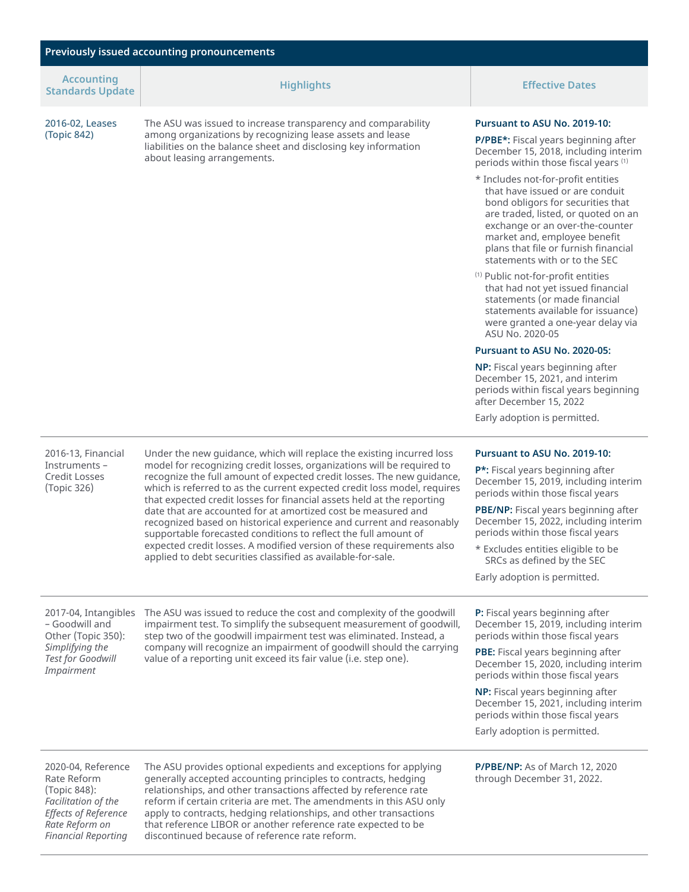| Previously issued accounting pronouncements | | |
|---|---|---|
| **Accounting Standards Update** | **Highlights** | **Effective Dates** |
| 2016-02, Leases (Topic 842) | The ASU was issued to increase transparency and comparability among organizations by recognizing lease assets and lease liabilities on the balance sheet and disclosing key information about leasing arrangements. | **Pursuant to ASU No. 2019-10:**<br><br>**P/PBE\*:** Fiscal years beginning after December 15, 2018, including interim periods within those fiscal years [(1)]<br><br>\* Includes not-for-profit entities that have issued or are conduit bond obligors for securities that are traded, listed, or quoted on an exchange or an over-the-counter market and, employee benefit plans that file or furnish financial statements with or to the SEC<br><br>[(1)] Public not-for-profit entities that had not yet issued financial statements (or made financial statements available for issuance) were granted a one-year delay via ASU No. 2020-05<br><br>**Pursuant to ASU No. 2020-05:**<br><br>**NP:** Fiscal years beginning after December 15, 2021, and interim periods within fiscal years beginning after December 15, 2022<br><br>Early adoption is permitted. |
| 2016-13, Financial Instruments – Credit Losses (Topic 326) | Under the new guidance, which will replace the existing incurred loss model for recognizing credit losses, organizations will be required to recognize the full amount of expected credit losses. The new guidance, which is referred to as the current expected credit loss model, requires that expected credit losses for financial assets held at the reporting date that are accounted for at amortized cost be measured and recognized based on historical experience and current and reasonably supportable forecasted conditions to reflect the full amount of expected credit losses. A modified version of these requirements also applied to debt securities classified as available-for-sale. | **Pursuant to ASU No. 2019-10:**<br><br>**P\*:** Fiscal years beginning after December 15, 2019, including interim periods within those fiscal years<br><br>**PBE/NP:** Fiscal years beginning after December 15, 2022, including interim periods within those fiscal years<br><br>\* Excludes entities eligible to be SRCs as defined by the SEC<br><br>Early adoption is permitted. |
| 2017-04, Intangibles – Goodwill and Other (Topic 350): *Simplifying the Test for Goodwill Impairment* | The ASU was issued to reduce the cost and complexity of the goodwill impairment test. To simplify the subsequent measurement of goodwill, step two of the goodwill impairment test was eliminated. Instead, a company will recognize an impairment of goodwill should the carrying value of a reporting unit exceed its fair value (i.e. step one). | **P:** Fiscal years beginning after December 15, 2019, including interim periods within those fiscal years<br><br>**PBE:** Fiscal years beginning after December 15, 2020, including interim periods within those fiscal years<br><br>**NP:** Fiscal years beginning after December 15, 2021, including interim periods within those fiscal years<br><br>Early adoption is permitted. |
| 2020-04, Reference Rate Reform (Topic 848): *Facilitation of the Effects of Reference Rate Reform on Financial Reporting* | The ASU provides optional expedients and exceptions for applying generally accepted accounting principles to contracts, hedging relationships, and other transactions affected by reference rate reform if certain criteria are met. The amendments in this ASU only apply to contracts, hedging relationships, and other transactions that reference LIBOR or another reference rate expected to be discontinued because of reference rate reform. | **P/PBE/NP:** As of March 12, 2020 through December 31, 2022. |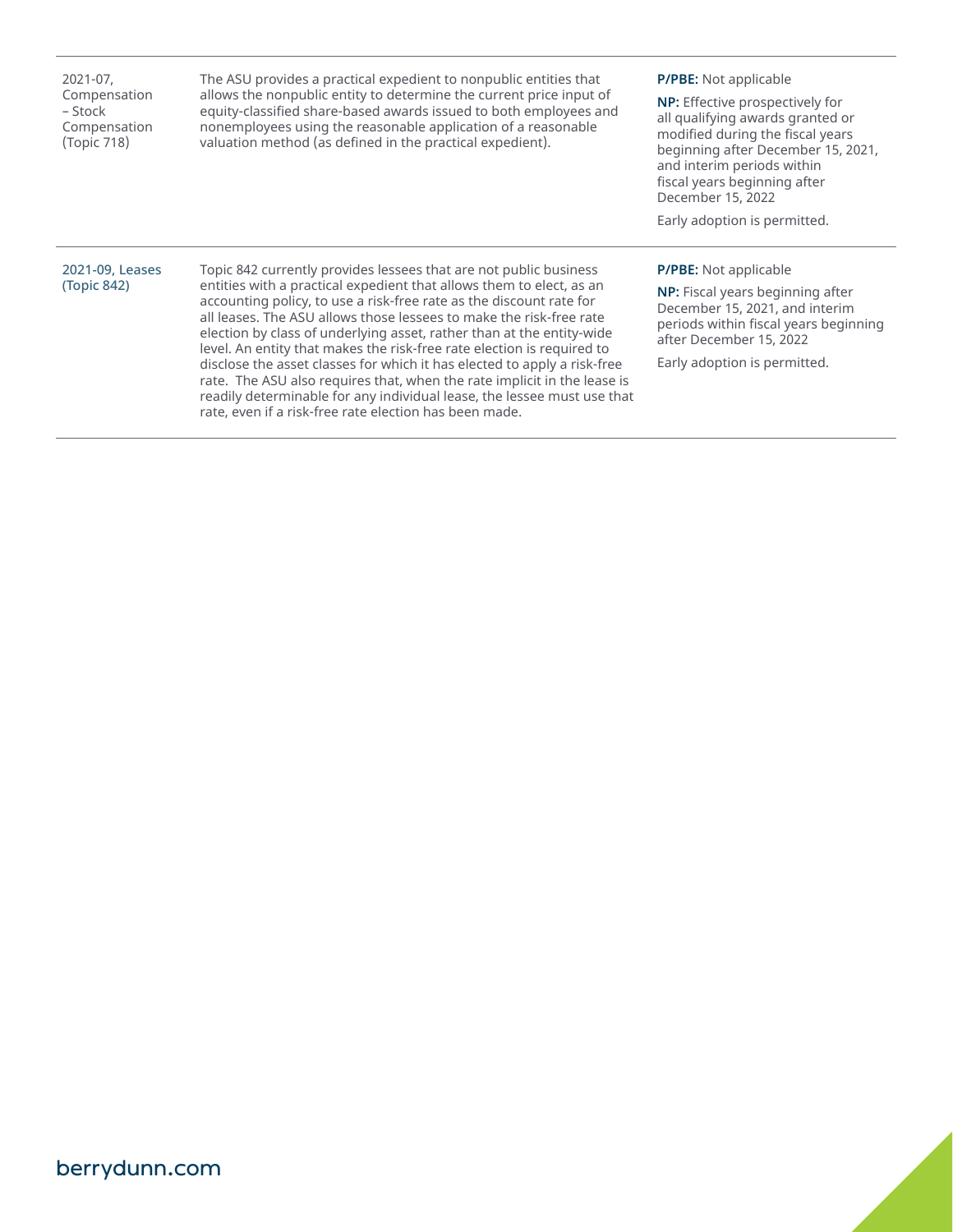| | | |
|---|---|---|
| 2021-07, Compensation – Stock Compensation (Topic 718) | The ASU provides a practical expedient to nonpublic entities that allows the nonpublic entity to determine the current price input of equity-classified share-based awards issued to both employees and nonemployees using the reasonable application of a reasonable valuation method (as defined in the practical expedient). | **P/PBE:** Not applicable<br><br>**NP:** Effective prospectively for all qualifying awards granted or modified during the fiscal years beginning after December 15, 2021, and interim periods within fiscal years beginning after December 15, 2022<br><br>Early adoption is permitted. |
| 2021-09, Leases (Topic 842) | Topic 842 currently provides lessees that are not public business entities with a practical expedient that allows them to elect, as an accounting policy, to use a risk-free rate as the discount rate for all leases. The ASU allows those lessees to make the risk-free rate election by class of underlying asset, rather than at the entity-wide level. An entity that makes the risk-free rate election is required to disclose the asset classes for which it has elected to apply a risk-free rate. The ASU also requires that, when the rate implicit in the lease is readily determinable for any individual lease, the lessee must use that rate, even if a risk-free rate election has been made. | **P/PBE:** Not applicable<br><br>**NP:** Fiscal years beginning after December 15, 2021, and interim periods within fiscal years beginning after December 15, 2022<br><br>Early adoption is permitted. |

berrydunn.com